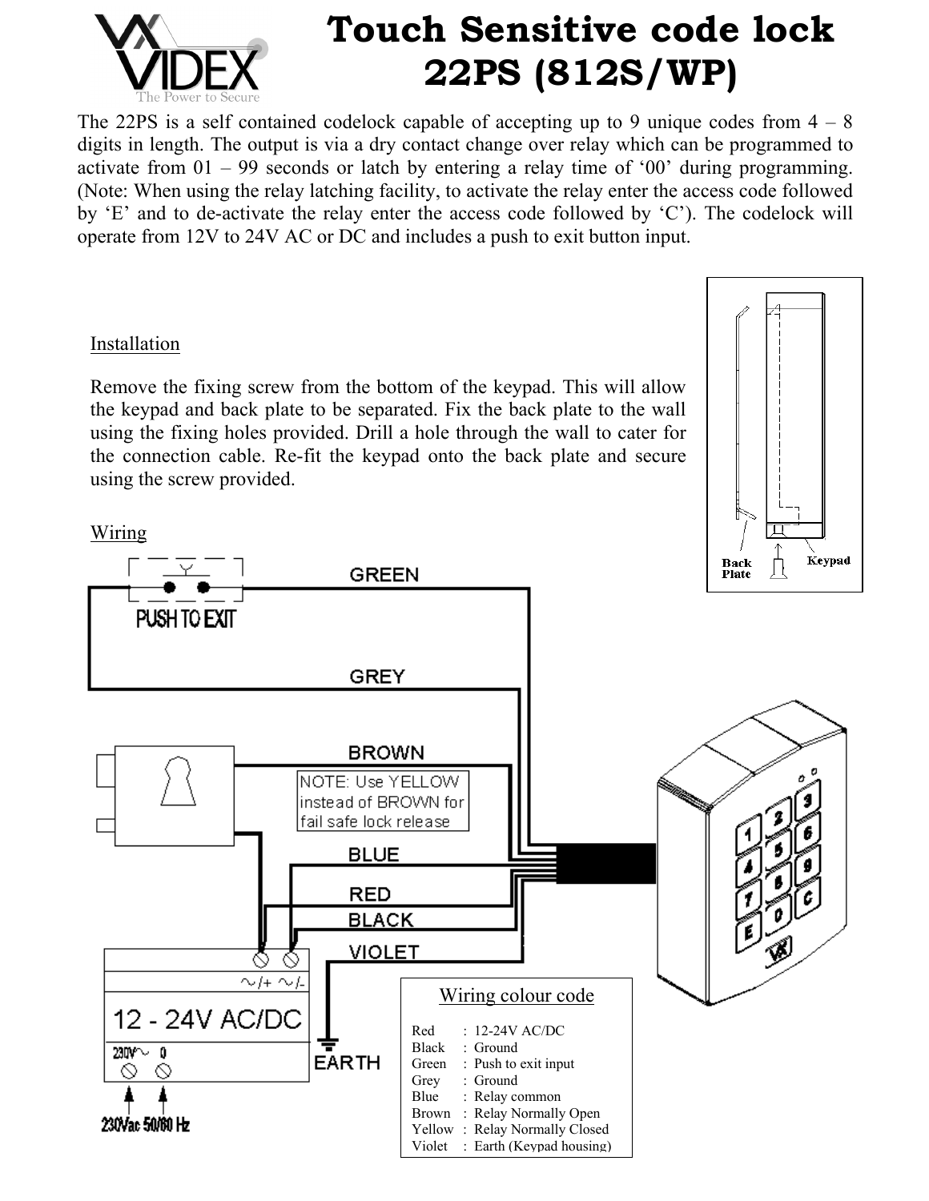# Touch Sensitive code lock 22PS (812S/WP)

The 22PS is a self contained codelock capable of accepting up to 9 unique codes from 4 – 8 digits in length. The output is via a dry contact change over relay which can be programmed to activate from 01 – 99 seconds or latch by entering a relay time of '00' during programming. (Note: When using the relay latching facility, to activate the relay enter the access code followed by 'E' and to de-activate the relay enter the access code followed by 'C'). The codelock will operate from 12V to 24V AC or DC and includes a push to exit button input.

## Installation

Remove the fixing screw from the bottom of the keypad. This will allow the keypad and back plate to be separated. Fix the back plate to the wall using the fixing holes provided. Drill a hole through the wall to cater for the connection cable. Re-fit the keypad onto the back plate and secure using the screw provided.

## Wiring

NOTE: Use YELLOW instead of BROWN for fail safe lock release

### Wiring colour code

| Colour | Function |
|---|---|
| Red | 12-24V AC/DC |
| Black | Ground |
| Green | Push to exit input |
| Grey | Ground |
| Blue | Relay common |
| Brown | Relay Normally Open |
| Yellow | Relay Normally Closed |
| Violet | Earth (Keypad housing) |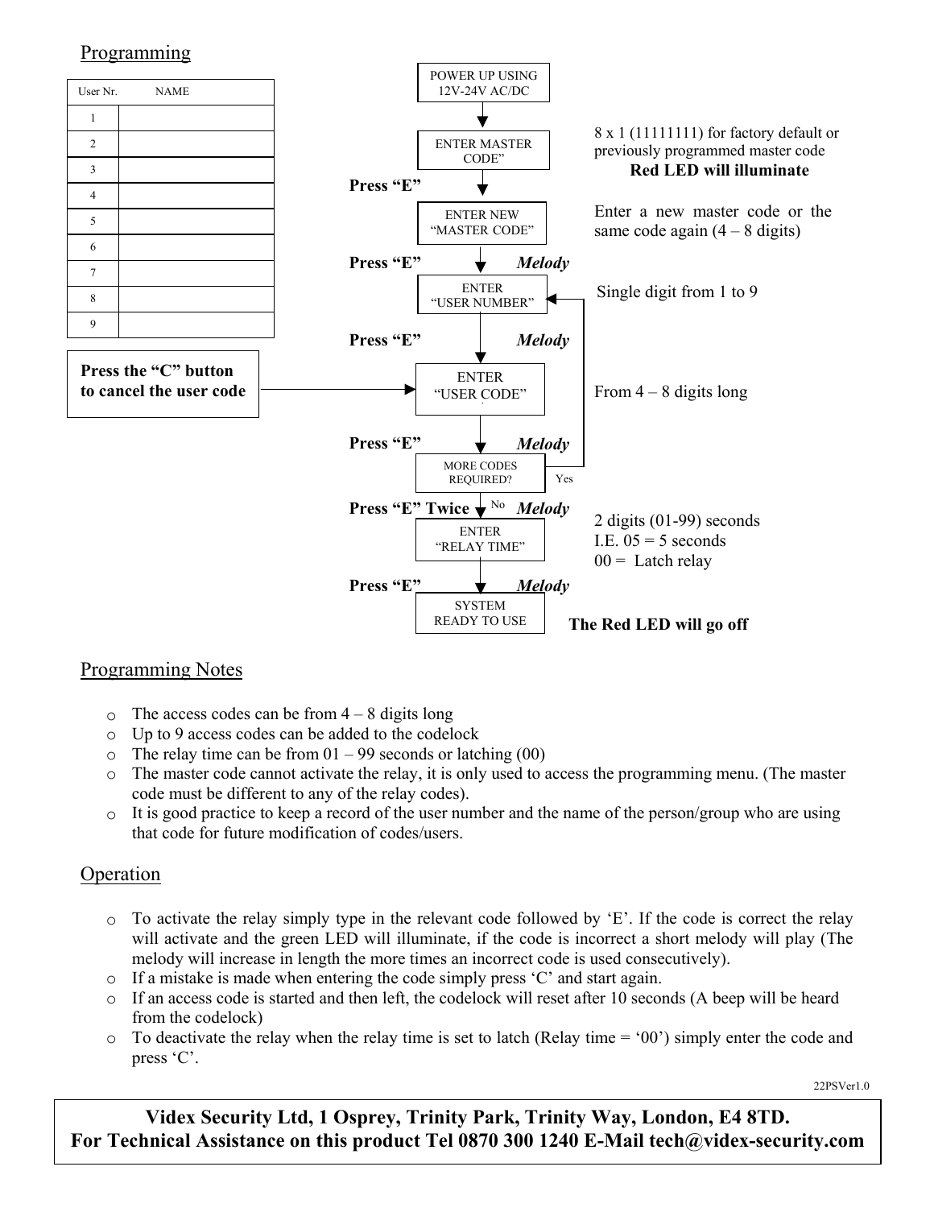## Programming

| User Nr. | NAME |
|---|---|
| 1 | |
| 2 | |
| 3 | |
| 4 | |
| 5 | |
| 6 | |
| 7 | |
| 8 | |
| 9 | |

POWER UP USING 12V-24V AC/DC

ENTER MASTER CODE"

8 x 1 (11111111) for factory default or previously programmed master code
**Red LED will illuminate**

**Press "E"**

ENTER NEW "MASTER CODE"

Enter a new master code or the same code again (4 – 8 digits)

**Press "E"** *Melody*

ENTER "USER NUMBER"

Single digit from 1 to 9

**Press "E"** *Melody*

**Press the "C" button to cancel the user code**

ENTER "USER CODE"

From 4 – 8 digits long

**Press "E"** *Melody*

MORE CODES REQUIRED? Yes

**Press "E" Twice** No *Melody*

ENTER "RELAY TIME"

2 digits (01-99) seconds
I.E. 05 = 5 seconds
00 = Latch relay

**Press "E"** *Melody*

SYSTEM READY TO USE

**The Red LED will go off**

## Programming Notes

- The access codes can be from 4 – 8 digits long
- Up to 9 access codes can be added to the codelock
- The relay time can be from 01 – 99 seconds or latching (00)
- The master code cannot activate the relay, it is only used to access the programming menu. (The master code must be different to any of the relay codes).
- It is good practice to keep a record of the user number and the name of the person/group who are using that code for future modification of codes/users.

## Operation

- To activate the relay simply type in the relevant code followed by 'E'. If the code is correct the relay will activate and the green LED will illuminate, if the code is incorrect a short melody will play (The melody will increase in length the more times an incorrect code is used consecutively).
- If a mistake is made when entering the code simply press 'C' and start again.
- If an access code is started and then left, the codelock will reset after 10 seconds (A beep will be heard from the codelock)
- To deactivate the relay when the relay time is set to latch (Relay time = '00') simply enter the code and press 'C'.

22PSVer1.0

**Videx Security Ltd, 1 Osprey, Trinity Park, Trinity Way, London, E4 8TD.**
**For Technical Assistance on this product Tel 0870 300 1240 E-Mail tech@videx-security.com**